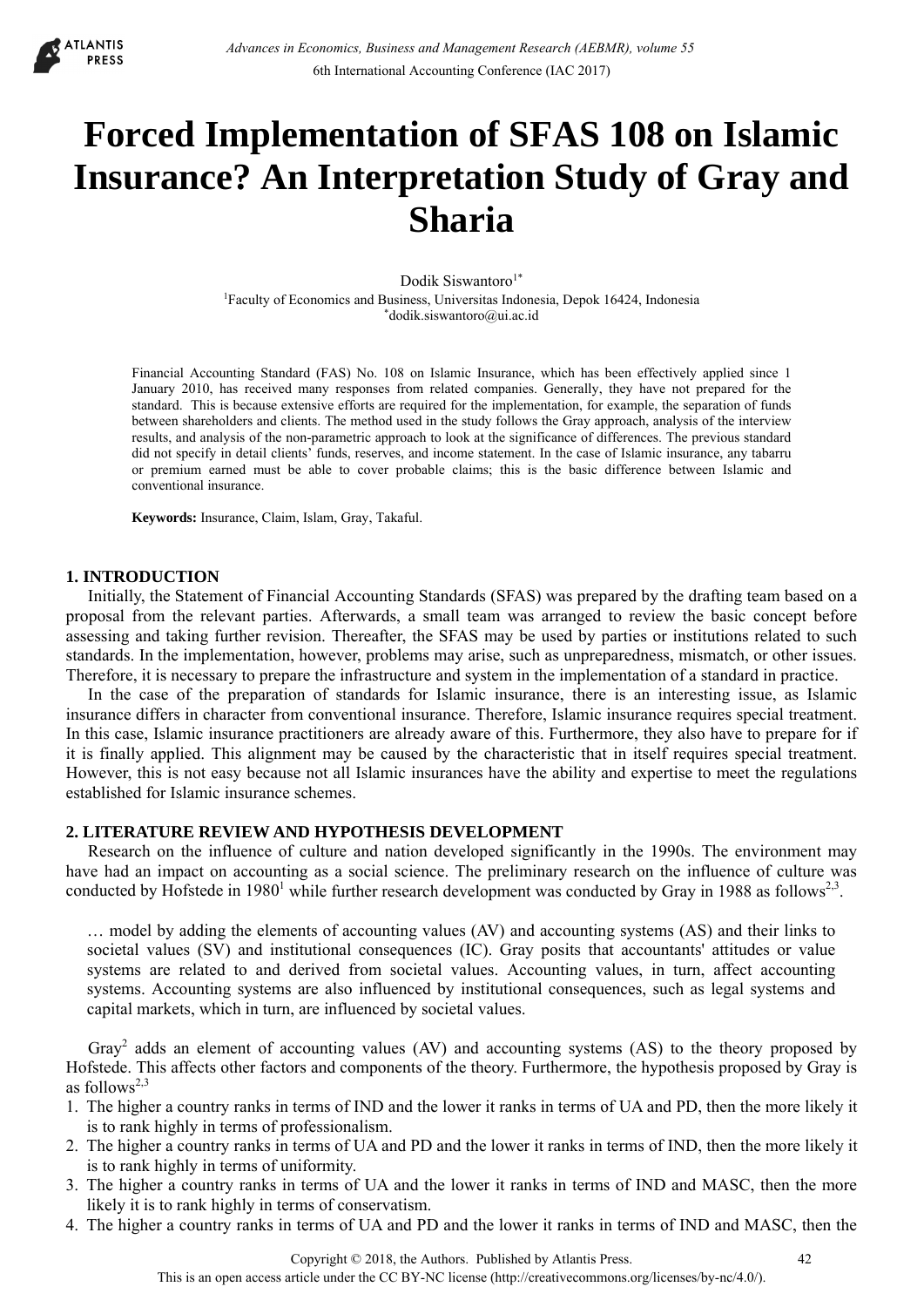# Forced Implementation of SFAS 108 on Islamic Insurance? An Interpretation Study of Gray and Sharia

Dodik Siswantoro[1*]

[1]Faculty of Economics and Business, Universitas Indonesia, Depok 16424, Indonesia
[*]dodik.siswantoro@ui.ac.id

Financial Accounting Standard (FAS) No. 108 on Islamic Insurance, which has been effectively applied since 1 January 2010, has received many responses from related companies. Generally, they have not prepared for the standard. This is because extensive efforts are required for the implementation, for example, the separation of funds between shareholders and clients. The method used in the study follows the Gray approach, analysis of the interview results, and analysis of the non-parametric approach to look at the significance of differences. The previous standard did not specify in detail clients' funds, reserves, and income statement. In the case of Islamic insurance, any tabarru or premium earned must be able to cover probable claims; this is the basic difference between Islamic and conventional insurance.

**Keywords:** Insurance, Claim, Islam, Gray, Takaful.

## 1. INTRODUCTION

Initially, the Statement of Financial Accounting Standards (SFAS) was prepared by the drafting team based on a proposal from the relevant parties. Afterwards, a small team was arranged to review the basic concept before assessing and taking further revision. Thereafter, the SFAS may be used by parties or institutions related to such standards. In the implementation, however, problems may arise, such as unpreparedness, mismatch, or other issues. Therefore, it is necessary to prepare the infrastructure and system in the implementation of a standard in practice.

In the case of the preparation of standards for Islamic insurance, there is an interesting issue, as Islamic insurance differs in character from conventional insurance. Therefore, Islamic insurance requires special treatment. In this case, Islamic insurance practitioners are already aware of this. Furthermore, they also have to prepare for if it is finally applied. This alignment may be caused by the characteristic that in itself requires special treatment. However, this is not easy because not all Islamic insurances have the ability and expertise to meet the regulations established for Islamic insurance schemes.

## 2. LITERATURE REVIEW AND HYPOTHESIS DEVELOPMENT

Research on the influence of culture and nation developed significantly in the 1990s. The environment may have had an impact on accounting as a social science. The preliminary research on the influence of culture was conducted by Hofstede in 1980[1] while further research development was conducted by Gray in 1988 as follows[2,3].

> … model by adding the elements of accounting values (AV) and accounting systems (AS) and their links to societal values (SV) and institutional consequences (IC). Gray posits that accountants' attitudes or value systems are related to and derived from societal values. Accounting values, in turn, affect accounting systems. Accounting systems are also influenced by institutional consequences, such as legal systems and capital markets, which in turn, are influenced by societal values.

Gray[2] adds an element of accounting values (AV) and accounting systems (AS) to the theory proposed by Hofstede. This affects other factors and components of the theory. Furthermore, the hypothesis proposed by Gray is as follows[2,3]

1. The higher a country ranks in terms of IND and the lower it ranks in terms of UA and PD, then the more likely it is to rank highly in terms of professionalism.
2. The higher a country ranks in terms of UA and PD and the lower it ranks in terms of IND, then the more likely it is to rank highly in terms of uniformity.
3. The higher a country ranks in terms of UA and the lower it ranks in terms of IND and MASC, then the more likely it is to rank highly in terms of conservatism.
4. The higher a country ranks in terms of UA and PD and the lower it ranks in terms of IND and MASC, then the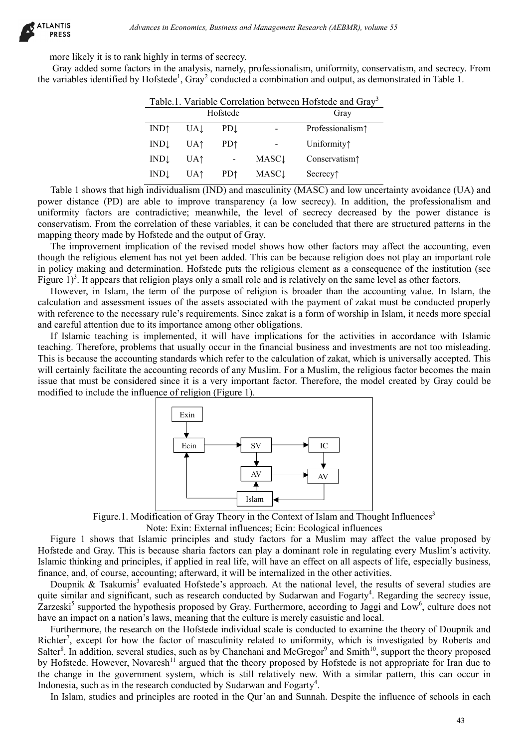more likely it is to rank highly in terms of secrecy.

Gray added some factors in the analysis, namely, professionalism, uniformity, conservatism, and secrecy. From the variables identified by Hofstede[1], Gray[2] conducted a combination and output, as demonstrated in Table 1.

Table.1. Variable Correlation between Hofstede and Gray[3]

| Hofstede | | | | Gray |
|---|---|---|---|---|
| IND↑ | UA↓ | PD↓ | - | Professionalism↑ |
| IND↓ | UA↑ | PD↑ | - | Uniformity↑ |
| IND↓ | UA↑ | - | MASC↓ | Conservatism↑ |
| IND↓ | UA↑ | PD↑ | MASC↓ | Secrecy↑ |

Table 1 shows that high individualism (IND) and masculinity (MASC) and low uncertainty avoidance (UA) and power distance (PD) are able to improve transparency (a low secrecy). In addition, the professionalism and uniformity factors are contradictive; meanwhile, the level of secrecy decreased by the power distance is conservatism. From the correlation of these variables, it can be concluded that there are structured patterns in the mapping theory made by Hofstede and the output of Gray.

The improvement implication of the revised model shows how other factors may affect the accounting, even though the religious element has not yet been added. This can be because religion does not play an important role in policy making and determination. Hofstede puts the religious element as a consequence of the institution (see Figure 1)[3]. It appears that religion plays only a small role and is relatively on the same level as other factors.

However, in Islam, the term of the purpose of religion is broader than the accounting value. In Islam, the calculation and assessment issues of the assets associated with the payment of zakat must be conducted properly with reference to the necessary rule's requirements. Since zakat is a form of worship in Islam, it needs more special and careful attention due to its importance among other obligations.

If Islamic teaching is implemented, it will have implications for the activities in accordance with Islamic teaching. Therefore, problems that usually occur in the financial business and investments are not too misleading. This is because the accounting standards which refer to the calculation of zakat, which is universally accepted. This will certainly facilitate the accounting records of any Muslim. For a Muslim, the religious factor becomes the main issue that must be considered since it is a very important factor. Therefore, the model created by Gray could be modified to include the influence of religion (Figure 1).

```
Exin
  |
  v
Ecin ------> SV ------> IC
 ^           |          |
 |           v          v
 |           AV ------> AV
 |           ^          |
 |           |          |
 +-------- Islam <------+
```

Figure.1. Modification of Gray Theory in the Context of Islam and Thought Influences[3]

Note: Exin: External influences; Ecin: Ecological influences

Figure 1 shows that Islamic principles and study factors for a Muslim may affect the value proposed by Hofstede and Gray. This is because sharia factors can play a dominant role in regulating every Muslim's activity. Islamic thinking and principles, if applied in real life, will have an effect on all aspects of life, especially business, finance, and, of course, accounting; afterward, it will be internalized in the other activities.

Doupnik & Tsakumis[3] evaluated Hofstede's approach. At the national level, the results of several studies are quite similar and significant, such as research conducted by Sudarwan and Fogarty[4]. Regarding the secrecy issue, Zarzeski[5] supported the hypothesis proposed by Gray. Furthermore, according to Jaggi and Low[6], culture does not have an impact on a nation's laws, meaning that the culture is merely casuistic and local.

Furthermore, the research on the Hofstede individual scale is conducted to examine the theory of Doupnik and Richter[7], except for how the factor of masculinity related to uniformity, which is investigated by Roberts and Salter[8]. In addition, several studies, such as by Chanchani and McGregor[9] and Smith[10], support the theory proposed by Hofstede. However, Novaresh[11] argued that the theory proposed by Hofstede is not appropriate for Iran due to the change in the government system, which is still relatively new. With a similar pattern, this can occur in Indonesia, such as in the research conducted by Sudarwan and Fogarty[4].

In Islam, studies and principles are rooted in the Qur'an and Sunnah. Despite the influence of schools in each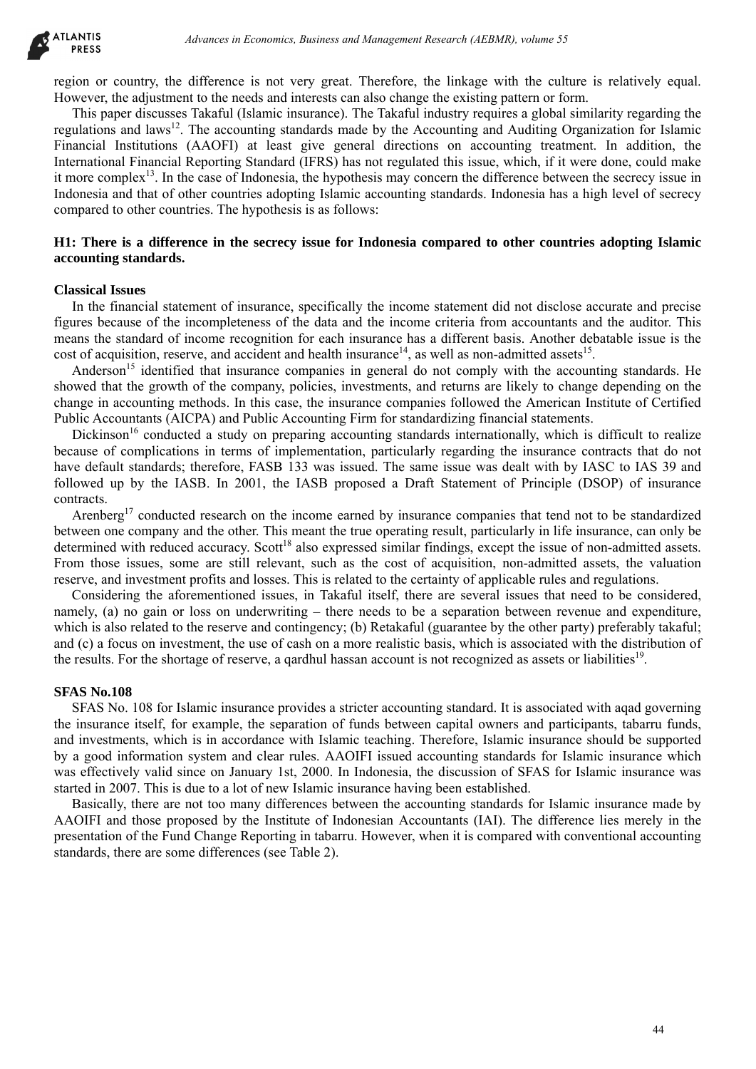region or country, the difference is not very great. Therefore, the linkage with the culture is relatively equal. However, the adjustment to the needs and interests can also change the existing pattern or form.

This paper discusses Takaful (Islamic insurance). The Takaful industry requires a global similarity regarding the regulations and laws[12]. The accounting standards made by the Accounting and Auditing Organization for Islamic Financial Institutions (AAOFI) at least give general directions on accounting treatment. In addition, the International Financial Reporting Standard (IFRS) has not regulated this issue, which, if it were done, could make it more complex[13]. In the case of Indonesia, the hypothesis may concern the difference between the secrecy issue in Indonesia and that of other countries adopting Islamic accounting standards. Indonesia has a high level of secrecy compared to other countries. The hypothesis is as follows:

**H1: There is a difference in the secrecy issue for Indonesia compared to other countries adopting Islamic accounting standards.**

### Classical Issues

In the financial statement of insurance, specifically the income statement did not disclose accurate and precise figures because of the incompleteness of the data and the income criteria from accountants and the auditor. This means the standard of income recognition for each insurance has a different basis. Another debatable issue is the cost of acquisition, reserve, and accident and health insurance[14], as well as non-admitted assets[15].

Anderson[15] identified that insurance companies in general do not comply with the accounting standards. He showed that the growth of the company, policies, investments, and returns are likely to change depending on the change in accounting methods. In this case, the insurance companies followed the American Institute of Certified Public Accountants (AICPA) and Public Accounting Firm for standardizing financial statements.

Dickinson[16] conducted a study on preparing accounting standards internationally, which is difficult to realize because of complications in terms of implementation, particularly regarding the insurance contracts that do not have default standards; therefore, FASB 133 was issued. The same issue was dealt with by IASC to IAS 39 and followed up by the IASB. In 2001, the IASB proposed a Draft Statement of Principle (DSOP) of insurance contracts.

Arenberg[17] conducted research on the income earned by insurance companies that tend not to be standardized between one company and the other. This meant the true operating result, particularly in life insurance, can only be determined with reduced accuracy. Scott[18] also expressed similar findings, except the issue of non-admitted assets. From those issues, some are still relevant, such as the cost of acquisition, non-admitted assets, the valuation reserve, and investment profits and losses. This is related to the certainty of applicable rules and regulations.

Considering the aforementioned issues, in Takaful itself, there are several issues that need to be considered, namely, (a) no gain or loss on underwriting – there needs to be a separation between revenue and expenditure, which is also related to the reserve and contingency; (b) Retakaful (guarantee by the other party) preferably takaful; and (c) a focus on investment, the use of cash on a more realistic basis, which is associated with the distribution of the results. For the shortage of reserve, a qardhul hassan account is not recognized as assets or liabilities[19].

### SFAS No.108

SFAS No. 108 for Islamic insurance provides a stricter accounting standard. It is associated with aqad governing the insurance itself, for example, the separation of funds between capital owners and participants, tabarru funds, and investments, which is in accordance with Islamic teaching. Therefore, Islamic insurance should be supported by a good information system and clear rules. AAOIFI issued accounting standards for Islamic insurance which was effectively valid since on January 1st, 2000. In Indonesia, the discussion of SFAS for Islamic insurance was started in 2007. This is due to a lot of new Islamic insurance having been established.

Basically, there are not too many differences between the accounting standards for Islamic insurance made by AAOIFI and those proposed by the Institute of Indonesian Accountants (IAI). The difference lies merely in the presentation of the Fund Change Reporting in tabarru. However, when it is compared with conventional accounting standards, there are some differences (see Table 2).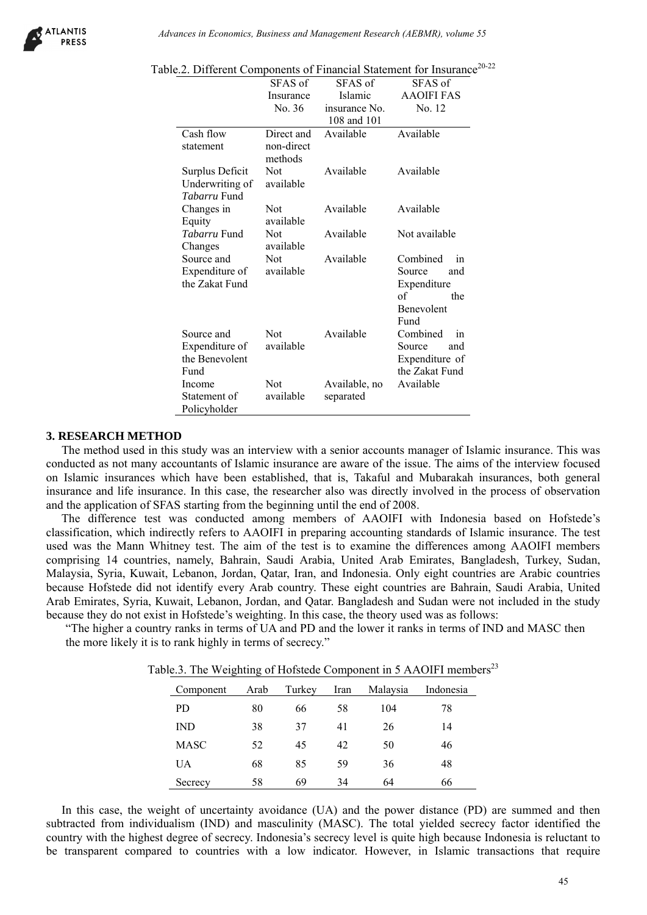Table.2. Different Components of Financial Statement for Insurance[20-22]

| | SFAS of Insurance No. 36 | SFAS of Islamic insurance No. 108 and 101 | SFAS of AAOIFI FAS No. 12 |
|---|---|---|---|
| Cash flow statement | Direct and non-direct methods | Available | Available |
| Surplus Deficit Underwriting of *Tabarru* Fund | Not available | Available | Available |
| Changes in Equity | Not available | Available | Available |
| *Tabarru* Fund Changes | Not available | Available | Not available |
| Source and Expenditure of the Zakat Fund | Not available | Available | Combined in Source and Expenditure of the Benevolent Fund |
| Source and Expenditure of the Benevolent Fund | Not available | Available | Combined in Source and Expenditure of the Zakat Fund |
| Income Statement of Policyholder | Not available | Available, no separated | Available |

## 3. RESEARCH METHOD

The method used in this study was an interview with a senior accounts manager of Islamic insurance. This was conducted as not many accountants of Islamic insurance are aware of the issue. The aims of the interview focused on Islamic insurances which have been established, that is, Takaful and Mubarakah insurances, both general insurance and life insurance. In this case, the researcher also was directly involved in the process of observation and the application of SFAS starting from the beginning until the end of 2008.

The difference test was conducted among members of AAOIFI with Indonesia based on Hofstede's classification, which indirectly refers to AAOIFI in preparing accounting standards of Islamic insurance. The test used was the Mann Whitney test. The aim of the test is to examine the differences among AAOIFI members comprising 14 countries, namely, Bahrain, Saudi Arabia, United Arab Emirates, Bangladesh, Turkey, Sudan, Malaysia, Syria, Kuwait, Lebanon, Jordan, Qatar, Iran, and Indonesia. Only eight countries are Arabic countries because Hofstede did not identify every Arab country. These eight countries are Bahrain, Saudi Arabia, United Arab Emirates, Syria, Kuwait, Lebanon, Jordan, and Qatar. Bangladesh and Sudan were not included in the study because they do not exist in Hofstede's weighting. In this case, the theory used was as follows:

"The higher a country ranks in terms of UA and PD and the lower it ranks in terms of IND and MASC then the more likely it is to rank highly in terms of secrecy."

Table.3. The Weighting of Hofstede Component in 5 AAOIFI members[23]

| Component | Arab | Turkey | Iran | Malaysia | Indonesia |
|---|---|---|---|---|---|
| PD | 80 | 66 | 58 | 104 | 78 |
| IND | 38 | 37 | 41 | 26 | 14 |
| MASC | 52 | 45 | 42 | 50 | 46 |
| UA | 68 | 85 | 59 | 36 | 48 |
| Secrecy | 58 | 69 | 34 | 64 | 66 |

In this case, the weight of uncertainty avoidance (UA) and the power distance (PD) are summed and then subtracted from individualism (IND) and masculinity (MASC). The total yielded secrecy factor identified the country with the highest degree of secrecy. Indonesia's secrecy level is quite high because Indonesia is reluctant to be transparent compared to countries with a low indicator. However, in Islamic transactions that require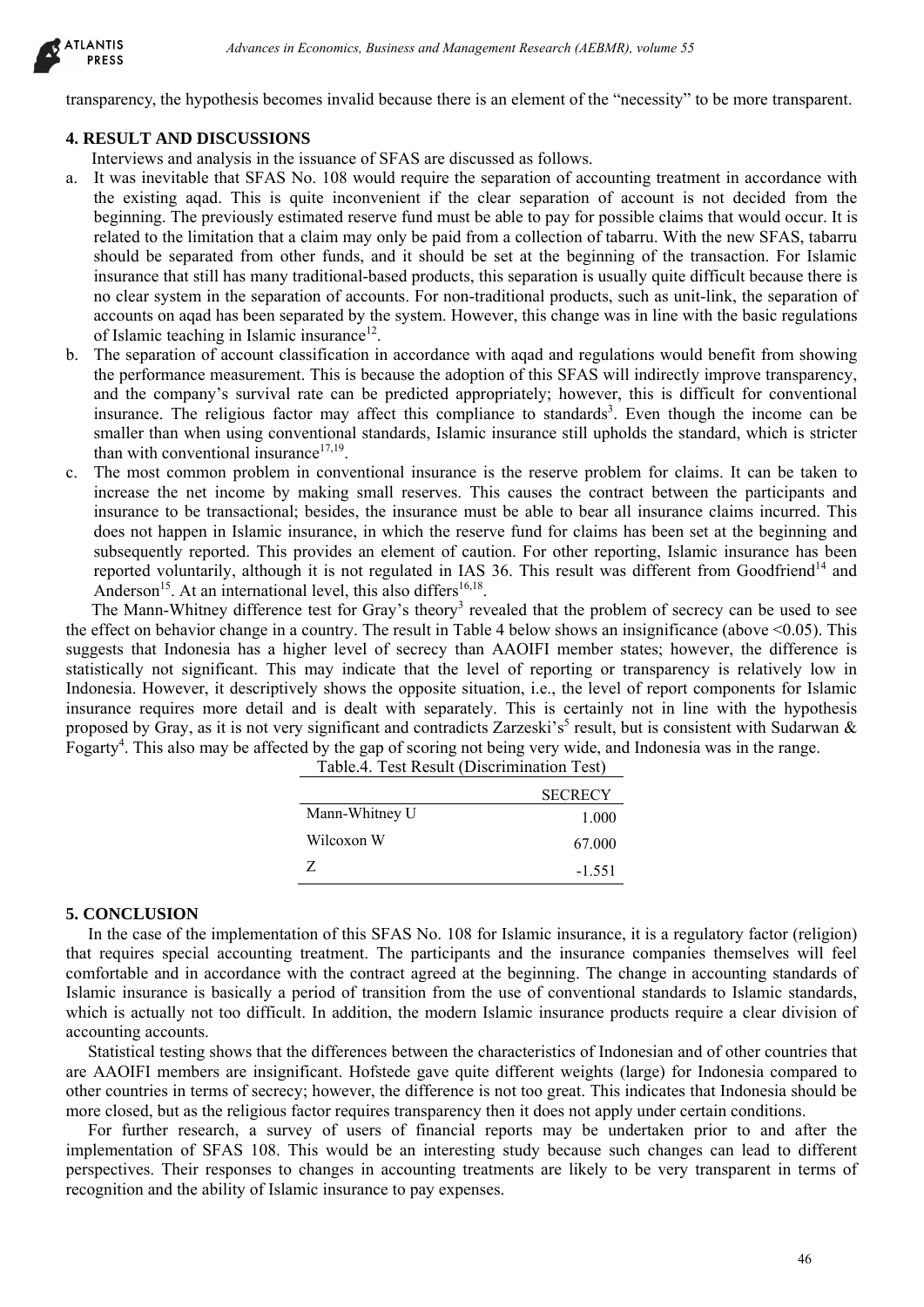transparency, the hypothesis becomes invalid because there is an element of the "necessity" to be more transparent.

## 4. RESULT AND DISCUSSIONS

Interviews and analysis in the issuance of SFAS are discussed as follows.

a. It was inevitable that SFAS No. 108 would require the separation of accounting treatment in accordance with the existing aqad. This is quite inconvenient if the clear separation of account is not decided from the beginning. The previously estimated reserve fund must be able to pay for possible claims that would occur. It is related to the limitation that a claim may only be paid from a collection of tabarru. With the new SFAS, tabarru should be separated from other funds, and it should be set at the beginning of the transaction. For Islamic insurance that still has many traditional-based products, this separation is usually quite difficult because there is no clear system in the separation of accounts. For non-traditional products, such as unit-link, the separation of accounts on aqad has been separated by the system. However, this change was in line with the basic regulations of Islamic teaching in Islamic insurance[12].
b. The separation of account classification in accordance with aqad and regulations would benefit from showing the performance measurement. This is because the adoption of this SFAS will indirectly improve transparency, and the company's survival rate can be predicted appropriately; however, this is difficult for conventional insurance. The religious factor may affect this compliance to standards[3]. Even though the income can be smaller than when using conventional standards, Islamic insurance still upholds the standard, which is stricter than with conventional insurance[17,19].
c. The most common problem in conventional insurance is the reserve problem for claims. It can be taken to increase the net income by making small reserves. This causes the contract between the participants and insurance to be transactional; besides, the insurance must be able to bear all insurance claims incurred. This does not happen in Islamic insurance, in which the reserve fund for claims has been set at the beginning and subsequently reported. This provides an element of caution. For other reporting, Islamic insurance has been reported voluntarily, although it is not regulated in IAS 36. This result was different from Goodfriend[14] and Anderson[15]. At an international level, this also differs[16,18].

The Mann-Whitney difference test for Gray's theory[3] revealed that the problem of secrecy can be used to see the effect on behavior change in a country. The result in Table 4 below shows an insignificance (above <0.05). This suggests that Indonesia has a higher level of secrecy than AAOIFI member states; however, the difference is statistically not significant. This may indicate that the level of reporting or transparency is relatively low in Indonesia. However, it descriptively shows the opposite situation, i.e., the level of report components for Islamic insurance requires more detail and is dealt with separately. This is certainly not in line with the hypothesis proposed by Gray, as it is not very significant and contradicts Zarzeski's[5] result, but is consistent with Sudarwan & Fogarty[4]. This also may be affected by the gap of scoring not being very wide, and Indonesia was in the range.

Table.4. Test Result (Discrimination Test)

| | SECRECY |
|---|---|
| Mann-Whitney U | 1.000 |
| Wilcoxon W | 67.000 |
| Z | -1.551 |

## 5. CONCLUSION

In the case of the implementation of this SFAS No. 108 for Islamic insurance, it is a regulatory factor (religion) that requires special accounting treatment. The participants and the insurance companies themselves will feel comfortable and in accordance with the contract agreed at the beginning. The change in accounting standards of Islamic insurance is basically a period of transition from the use of conventional standards to Islamic standards, which is actually not too difficult. In addition, the modern Islamic insurance products require a clear division of accounting accounts.

Statistical testing shows that the differences between the characteristics of Indonesian and of other countries that are AAOIFI members are insignificant. Hofstede gave quite different weights (large) for Indonesia compared to other countries in terms of secrecy; however, the difference is not too great. This indicates that Indonesia should be more closed, but as the religious factor requires transparency then it does not apply under certain conditions.

For further research, a survey of users of financial reports may be undertaken prior to and after the implementation of SFAS 108. This would be an interesting study because such changes can lead to different perspectives. Their responses to changes in accounting treatments are likely to be very transparent in terms of recognition and the ability of Islamic insurance to pay expenses.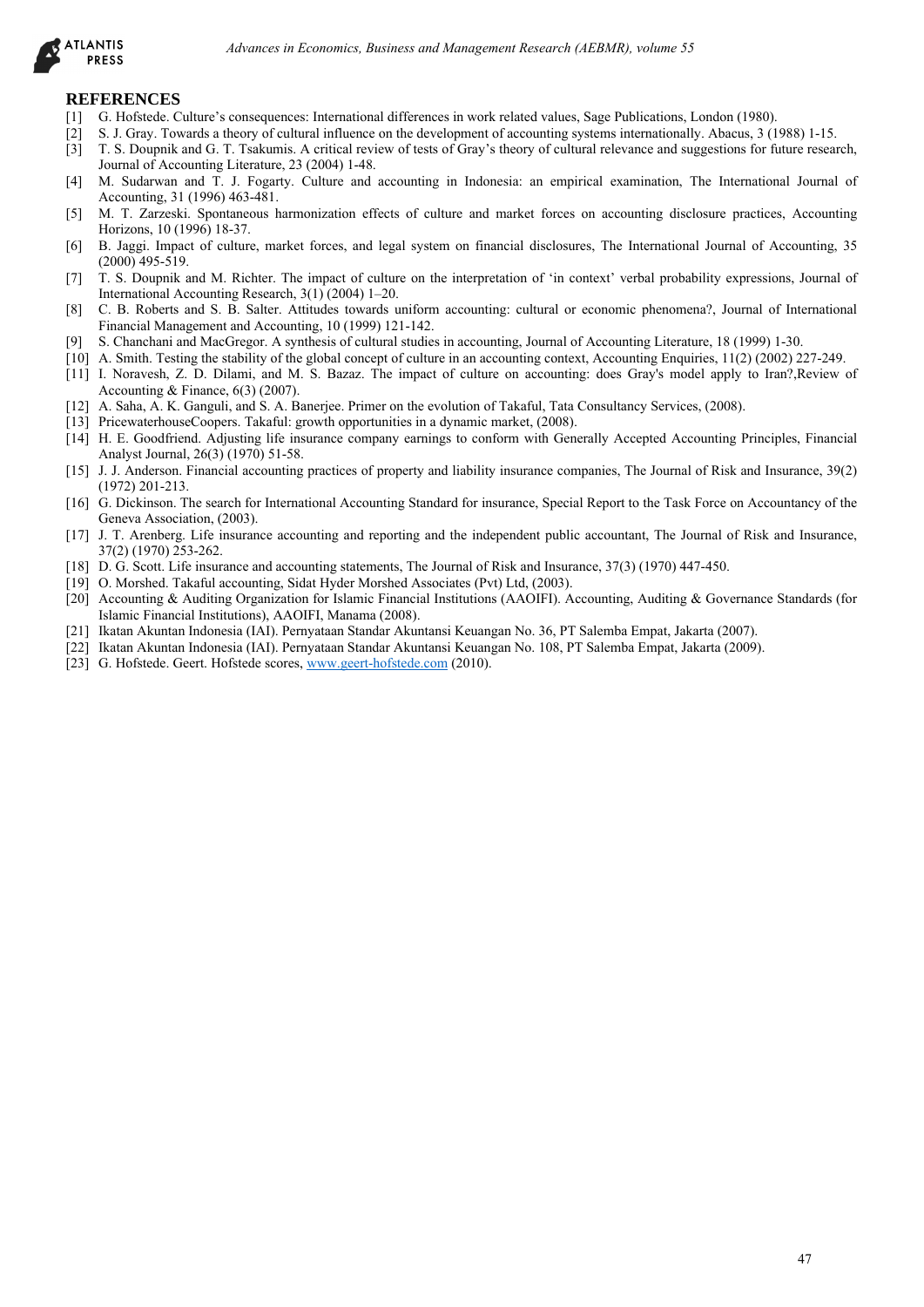## REFERENCES

[1] G. Hofstede. Culture's consequences: International differences in work related values, Sage Publications, London (1980).

[2] S. J. Gray. Towards a theory of cultural influence on the development of accounting systems internationally. Abacus, 3 (1988) 1-15.

[3] T. S. Doupnik and G. T. Tsakumis. A critical review of tests of Gray's theory of cultural relevance and suggestions for future research, Journal of Accounting Literature, 23 (2004) 1-48.

[4] M. Sudarwan and T. J. Fogarty. Culture and accounting in Indonesia: an empirical examination, The International Journal of Accounting, 31 (1996) 463-481.

[5] M. T. Zarzeski. Spontaneous harmonization effects of culture and market forces on accounting disclosure practices, Accounting Horizons, 10 (1996) 18-37.

[6] B. Jaggi. Impact of culture, market forces, and legal system on financial disclosures, The International Journal of Accounting, 35 (2000) 495-519.

[7] T. S. Doupnik and M. Richter. The impact of culture on the interpretation of 'in context' verbal probability expressions, Journal of International Accounting Research, 3(1) (2004) 1–20.

[8] C. B. Roberts and S. B. Salter. Attitudes towards uniform accounting: cultural or economic phenomena?, Journal of International Financial Management and Accounting, 10 (1999) 121-142.

[9] S. Chanchani and MacGregor. A synthesis of cultural studies in accounting, Journal of Accounting Literature, 18 (1999) 1-30.

[10] A. Smith. Testing the stability of the global concept of culture in an accounting context, Accounting Enquiries, 11(2) (2002) 227-249.

[11] I. Noravesh, Z. D. Dilami, and M. S. Bazaz. The impact of culture on accounting: does Gray's model apply to Iran?,Review of Accounting & Finance, 6(3) (2007).

[12] A. Saha, A. K. Ganguli, and S. A. Banerjee. Primer on the evolution of Takaful, Tata Consultancy Services, (2008).

[13] PricewaterhouseCoopers. Takaful: growth opportunities in a dynamic market, (2008).

[14] H. E. Goodfriend. Adjusting life insurance company earnings to conform with Generally Accepted Accounting Principles, Financial Analyst Journal, 26(3) (1970) 51-58.

[15] J. J. Anderson. Financial accounting practices of property and liability insurance companies, The Journal of Risk and Insurance, 39(2) (1972) 201-213.

[16] G. Dickinson. The search for International Accounting Standard for insurance, Special Report to the Task Force on Accountancy of the Geneva Association, (2003).

[17] J. T. Arenberg. Life insurance accounting and reporting and the independent public accountant, The Journal of Risk and Insurance, 37(2) (1970) 253-262.

[18] D. G. Scott. Life insurance and accounting statements, The Journal of Risk and Insurance, 37(3) (1970) 447-450.

[19] O. Morshed. Takaful accounting, Sidat Hyder Morshed Associates (Pvt) Ltd, (2003).

[20] Accounting & Auditing Organization for Islamic Financial Institutions (AAOIFI). Accounting, Auditing & Governance Standards (for Islamic Financial Institutions), AAOIFI, Manama (2008).

[21] Ikatan Akuntan Indonesia (IAI). Pernyataan Standar Akuntansi Keuangan No. 36, PT Salemba Empat, Jakarta (2007).

[22] Ikatan Akuntan Indonesia (IAI). Pernyataan Standar Akuntansi Keuangan No. 108, PT Salemba Empat, Jakarta (2009).

[23] G. Hofstede. Geert. Hofstede scores, www.geert-hofstede.com (2010).